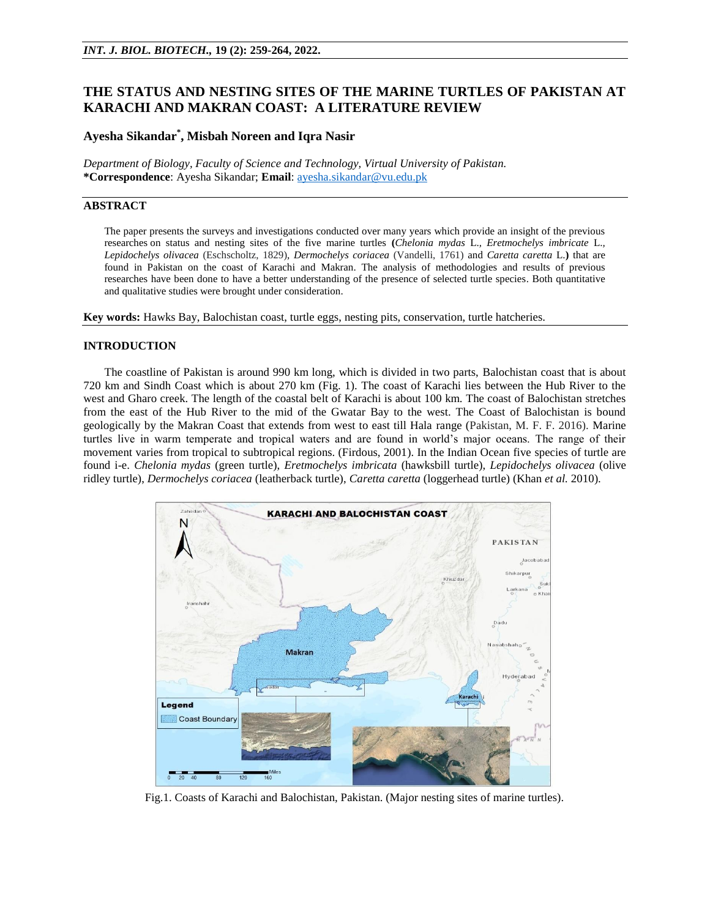# THE STATUS AND NESTING SITES OF THE MARINE TURTLES OF PAKISTAN AT KARACHI AND MAKRAN COAST: A LITERATURE REVIEW

**Ayesha Sikandar\*, Misbah Noreen and Iqra Nasir**

*Department of Biology, Faculty of Science and Technology, Virtual University of Pakistan.*
**\*Correspondence**: Ayesha Sikandar; **Email**: ayesha.sikandar@vu.edu.pk

## ABSTRACT

The paper presents the surveys and investigations conducted over many years which provide an insight of the previous researches on status and nesting sites of the five marine turtles **(***Chelonia mydas* L., *Eretmochelys imbricate* L., *Lepidochelys olivacea* (Eschscholtz, 1829), *Dermochelys coriacea* (Vandelli, 1761) and *Caretta caretta* L.**)** that are found in Pakistan on the coast of Karachi and Makran. The analysis of methodologies and results of previous researches have been done to have a better understanding of the presence of selected turtle species. Both quantitative and qualitative studies were brought under consideration.

**Key words:** Hawks Bay, Balochistan coast, turtle eggs, nesting pits, conservation, turtle hatcheries.

## INTRODUCTION

The coastline of Pakistan is around 990 km long, which is divided in two parts, Balochistan coast that is about 720 km and Sindh Coast which is about 270 km (Fig. 1). The coast of Karachi lies between the Hub River to the west and Gharo creek. The length of the coastal belt of Karachi is about 100 km. The coast of Balochistan stretches from the east of the Hub River to the mid of the Gwatar Bay to the west. The Coast of Balochistan is bound geologically by the Makran Coast that extends from west to east till Hala range (Pakistan, M. F. F. 2016). Marine turtles live in warm temperate and tropical waters and are found in world's major oceans. The range of their movement varies from tropical to subtropical regions. (Firdous, 2001). In the Indian Ocean five species of turtle are found i-e. *Chelonia mydas* (green turtle), *Eretmochelys imbricata* (hawksbill turtle), *Lepidochelys olivacea* (olive ridley turtle), *Dermochelys coriacea* (leatherback turtle), *Caretta caretta* (loggerhead turtle) (Khan *et al.* 2010).

Fig.1. Coasts of Karachi and Balochistan, Pakistan. (Major nesting sites of marine turtles).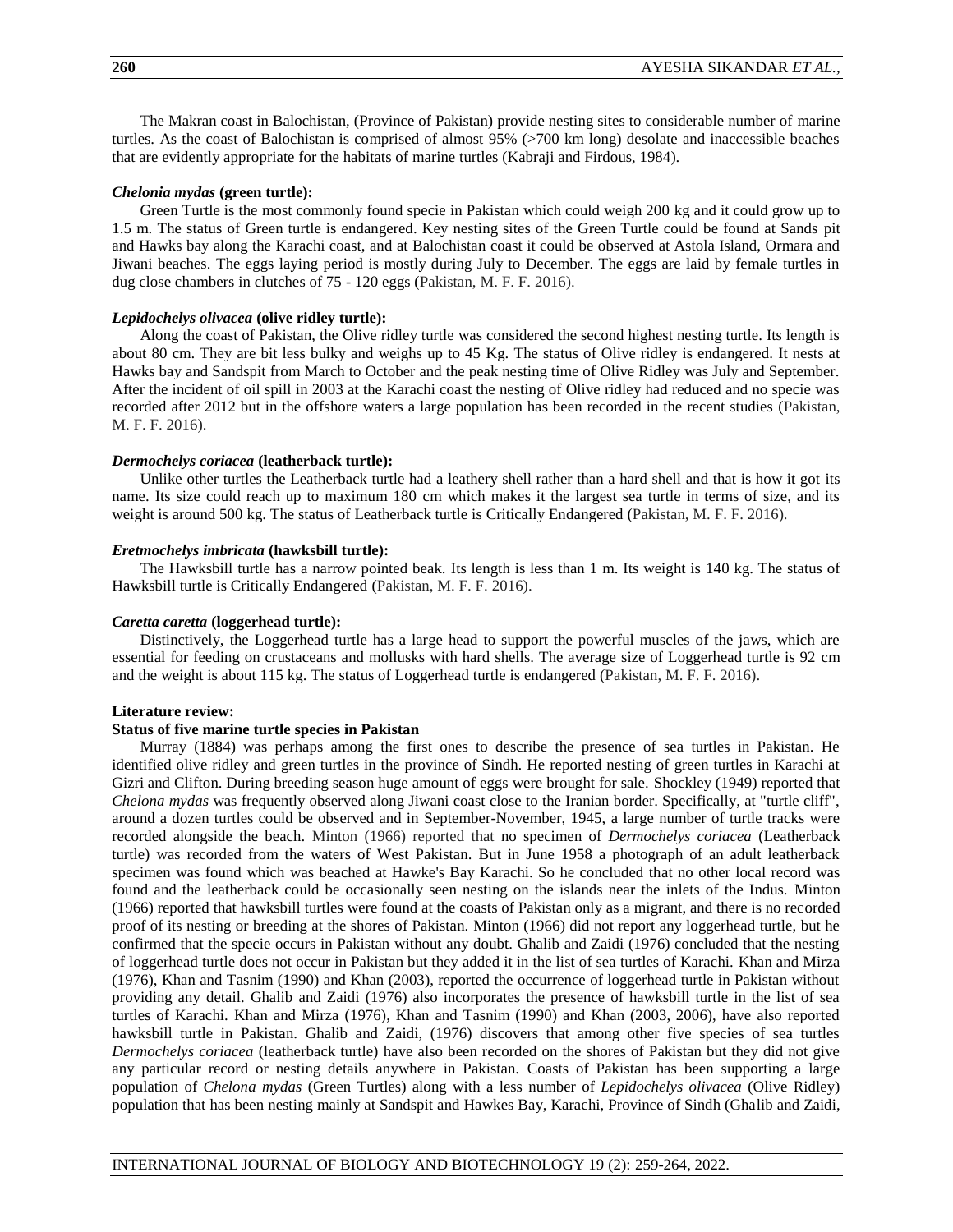The Makran coast in Balochistan, (Province of Pakistan) provide nesting sites to considerable number of marine turtles. As the coast of Balochistan is comprised of almost 95% (>700 km long) desolate and inaccessible beaches that are evidently appropriate for the habitats of marine turtles (Kabraji and Firdous, 1984).

#### *Chelonia mydas* (green turtle):

Green Turtle is the most commonly found specie in Pakistan which could weigh 200 kg and it could grow up to 1.5 m. The status of Green turtle is endangered. Key nesting sites of the Green Turtle could be found at Sands pit and Hawks bay along the Karachi coast, and at Balochistan coast it could be observed at Astola Island, Ormara and Jiwani beaches. The eggs laying period is mostly during July to December. The eggs are laid by female turtles in dug close chambers in clutches of 75 - 120 eggs (Pakistan, M. F. F. 2016).

#### *Lepidochelys olivacea* (olive ridley turtle):

Along the coast of Pakistan, the Olive ridley turtle was considered the second highest nesting turtle. Its length is about 80 cm. They are bit less bulky and weighs up to 45 Kg. The status of Olive ridley is endangered. It nests at Hawks bay and Sandspit from March to October and the peak nesting time of Olive Ridley was July and September. After the incident of oil spill in 2003 at the Karachi coast the nesting of Olive ridley had reduced and no specie was recorded after 2012 but in the offshore waters a large population has been recorded in the recent studies (Pakistan, M. F. F. 2016).

#### *Dermochelys coriacea* (leatherback turtle):

Unlike other turtles the Leatherback turtle had a leathery shell rather than a hard shell and that is how it got its name. Its size could reach up to maximum 180 cm which makes it the largest sea turtle in terms of size, and its weight is around 500 kg. The status of Leatherback turtle is Critically Endangered (Pakistan, M. F. F. 2016).

#### *Eretmochelys imbricata* (hawksbill turtle):

The Hawksbill turtle has a narrow pointed beak. Its length is less than 1 m. Its weight is 140 kg. The status of Hawksbill turtle is Critically Endangered (Pakistan, M. F. F. 2016).

#### *Caretta caretta* (loggerhead turtle):

Distinctively, the Loggerhead turtle has a large head to support the powerful muscles of the jaws, which are essential for feeding on crustaceans and mollusks with hard shells. The average size of Loggerhead turtle is 92 cm and the weight is about 115 kg. The status of Loggerhead turtle is endangered (Pakistan, M. F. F. 2016).

### Literature review:

#### Status of five marine turtle species in Pakistan

Murray (1884) was perhaps among the first ones to describe the presence of sea turtles in Pakistan. He identified olive ridley and green turtles in the province of Sindh. He reported nesting of green turtles in Karachi at Gizri and Clifton. During breeding season huge amount of eggs were brought for sale. Shockley (1949) reported that *Chelona mydas* was frequently observed along Jiwani coast close to the Iranian border. Specifically, at "turtle cliff", around a dozen turtles could be observed and in September-November, 1945, a large number of turtle tracks were recorded alongside the beach. Minton (1966) reported that no specimen of *Dermochelys coriacea* (Leatherback turtle) was recorded from the waters of West Pakistan. But in June 1958 a photograph of an adult leatherback specimen was found which was beached at Hawke's Bay Karachi. So he concluded that no other local record was found and the leatherback could be occasionally seen nesting on the islands near the inlets of the Indus. Minton (1966) reported that hawksbill turtles were found at the coasts of Pakistan only as a migrant, and there is no recorded proof of its nesting or breeding at the shores of Pakistan. Minton (1966) did not report any loggerhead turtle, but he confirmed that the specie occurs in Pakistan without any doubt. Ghalib and Zaidi (1976) concluded that the nesting of loggerhead turtle does not occur in Pakistan but they added it in the list of sea turtles of Karachi. Khan and Mirza (1976), Khan and Tasnim (1990) and Khan (2003), reported the occurrence of loggerhead turtle in Pakistan without providing any detail. Ghalib and Zaidi (1976) also incorporates the presence of hawksbill turtle in the list of sea turtles of Karachi. Khan and Mirza (1976), Khan and Tasnim (1990) and Khan (2003, 2006), have also reported hawksbill turtle in Pakistan. Ghalib and Zaidi, (1976) discovers that among other five species of sea turtles *Dermochelys coriacea* (leatherback turtle) have also been recorded on the shores of Pakistan but they did not give any particular record or nesting details anywhere in Pakistan. Coasts of Pakistan has been supporting a large population of *Chelona mydas* (Green Turtles) along with a less number of *Lepidochelys olivacea* (Olive Ridley) population that has been nesting mainly at Sandspit and Hawkes Bay, Karachi, Province of Sindh (Ghalib and Zaidi,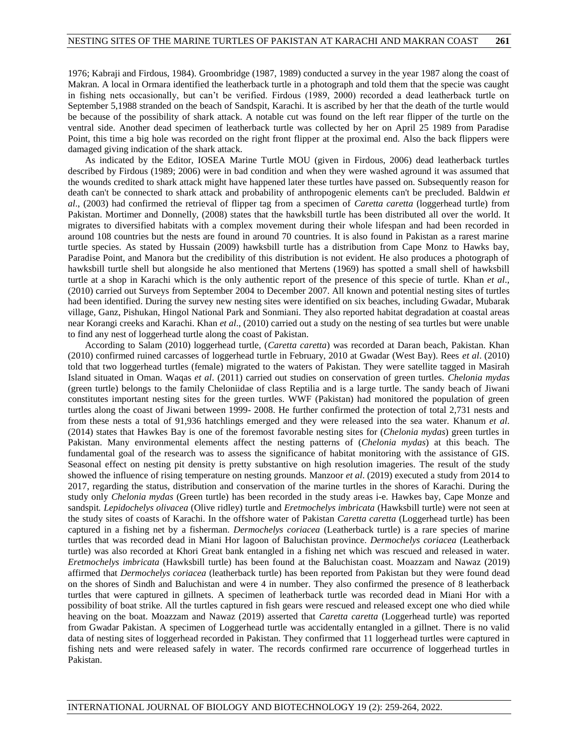1976; Kabraji and Firdous, 1984). Groombridge (1987, 1989) conducted a survey in the year 1987 along the coast of Makran. A local in Ormara identified the leatherback turtle in a photograph and told them that the specie was caught in fishing nets occasionally, but can't be verified. Firdous (1989, 2000) recorded a dead leatherback turtle on September 5,1988 stranded on the beach of Sandspit, Karachi. It is ascribed by her that the death of the turtle would be because of the possibility of shark attack. A notable cut was found on the left rear flipper of the turtle on the ventral side. Another dead specimen of leatherback turtle was collected by her on April 25 1989 from Paradise Point, this time a big hole was recorded on the right front flipper at the proximal end. Also the back flippers were damaged giving indication of the shark attack.

As indicated by the Editor, IOSEA Marine Turtle MOU (given in Firdous, 2006) dead leatherback turtles described by Firdous (1989; 2006) were in bad condition and when they were washed aground it was assumed that the wounds credited to shark attack might have happened later these turtles have passed on. Subsequently reason for death can't be connected to shark attack and probability of anthropogenic elements can't be precluded. Baldwin *et al*., (2003) had confirmed the retrieval of flipper tag from a specimen of *Caretta caretta* (loggerhead turtle) from Pakistan. Mortimer and Donnelly, (2008) states that the hawksbill turtle has been distributed all over the world. It migrates to diversified habitats with a complex movement during their whole lifespan and had been recorded in around 108 countries but the nests are found in around 70 countries. It is also found in Pakistan as a rarest marine turtle species. As stated by Hussain (2009) hawksbill turtle has a distribution from Cape Monz to Hawks bay, Paradise Point, and Manora but the credibility of this distribution is not evident. He also produces a photograph of hawksbill turtle shell but alongside he also mentioned that Mertens (1969) has spotted a small shell of hawksbill turtle at a shop in Karachi which is the only authentic report of the presence of this specie of turtle. Khan *et al*., (2010) carried out Surveys from September 2004 to December 2007. All known and potential nesting sites of turtles had been identified. During the survey new nesting sites were identified on six beaches, including Gwadar, Mubarak village, Ganz, Pishukan, Hingol National Park and Sonmiani. They also reported habitat degradation at coastal areas near Korangi creeks and Karachi. Khan *et al*., (2010) carried out a study on the nesting of sea turtles but were unable to find any nest of loggerhead turtle along the coast of Pakistan.

According to Salam (2010) loggerhead turtle, (*Caretta caretta*) was recorded at Daran beach, Pakistan. Khan (2010) confirmed ruined carcasses of loggerhead turtle in February, 2010 at Gwadar (West Bay). Rees *et al*. (2010) told that two loggerhead turtles (female) migrated to the waters of Pakistan. They were satellite tagged in Masirah Island situated in Oman. Waqas *et al*. (2011) carried out studies on conservation of green turtles. *Chelonia mydas* (green turtle) belongs to the family Cheloniidae of class Reptilia and is a large turtle. The sandy beach of Jiwani constitutes important nesting sites for the green turtles. WWF (Pakistan) had monitored the population of green turtles along the coast of Jiwani between 1999- 2008. He further confirmed the protection of total 2,731 nests and from these nests a total of 91,936 hatchlings emerged and they were released into the sea water. Khanum *et al*. (2014) states that Hawkes Bay is one of the foremost favorable nesting sites for (*Chelonia mydas*) green turtles in Pakistan. Many environmental elements affect the nesting patterns of (*Chelonia mydas*) at this beach. The fundamental goal of the research was to assess the significance of habitat monitoring with the assistance of GIS. Seasonal effect on nesting pit density is pretty substantive on high resolution imageries. The result of the study showed the influence of rising temperature on nesting grounds. Manzoor *et al*. (2019) executed a study from 2014 to 2017, regarding the status, distribution and conservation of the marine turtles in the shores of Karachi. During the study only *Chelonia mydas* (Green turtle) has been recorded in the study areas i-e. Hawkes bay, Cape Monze and sandspit. *Lepidochelys olivacea* (Olive ridley) turtle and *Eretmochelys imbricata* (Hawksbill turtle) were not seen at the study sites of coasts of Karachi. In the offshore water of Pakistan *Caretta caretta* (Loggerhead turtle) has been captured in a fishing net by a fisherman. *Dermochelys coriacea* (Leatherback turtle) is a rare species of marine turtles that was recorded dead in Miani Hor lagoon of Baluchistan province. *Dermochelys coriacea* (Leatherback turtle) was also recorded at Khori Great bank entangled in a fishing net which was rescued and released in water. *Eretmochelys imbricata* (Hawksbill turtle) has been found at the Baluchistan coast. Moazzam and Nawaz (2019) affirmed that *Dermochelys coriacea* (leatherback turtle) has been reported from Pakistan but they were found dead on the shores of Sindh and Baluchistan and were 4 in number. They also confirmed the presence of 8 leatherback turtles that were captured in gillnets. A specimen of leatherback turtle was recorded dead in Miani Hor with a possibility of boat strike. All the turtles captured in fish gears were rescued and released except one who died while heaving on the boat. Moazzam and Nawaz (2019) asserted that *Caretta caretta* (Loggerhead turtle) was reported from Gwadar Pakistan. A specimen of Loggerhead turtle was accidentally entangled in a gillnet. There is no valid data of nesting sites of loggerhead recorded in Pakistan. They confirmed that 11 loggerhead turtles were captured in fishing nets and were released safely in water. The records confirmed rare occurrence of loggerhead turtles in Pakistan.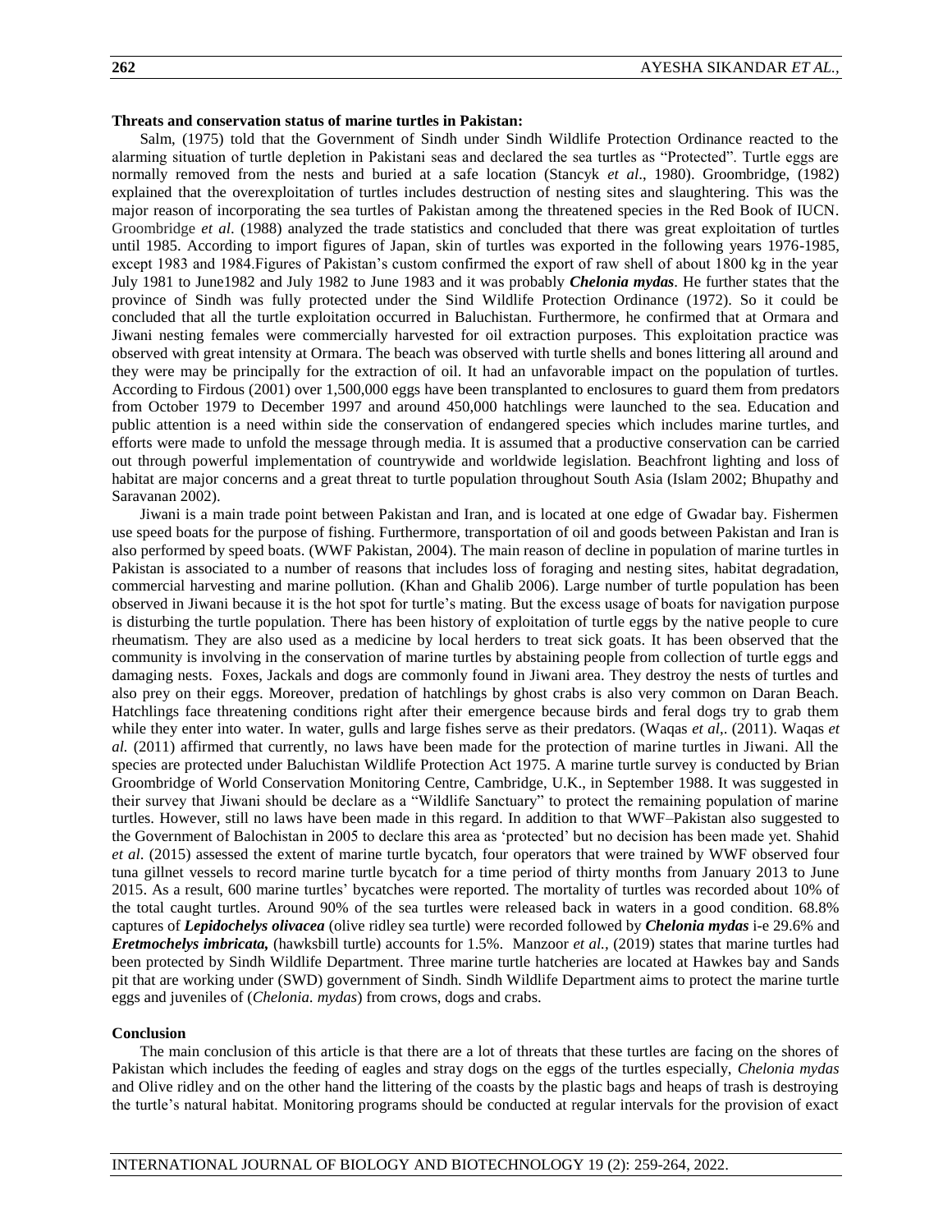**Threats and conservation status of marine turtles in Pakistan:**

Salm, (1975) told that the Government of Sindh under Sindh Wildlife Protection Ordinance reacted to the alarming situation of turtle depletion in Pakistani seas and declared the sea turtles as "Protected". Turtle eggs are normally removed from the nests and buried at a safe location (Stancyk *et al*., 1980). Groombridge, (1982) explained that the overexploitation of turtles includes destruction of nesting sites and slaughtering. This was the major reason of incorporating the sea turtles of Pakistan among the threatened species in the Red Book of IUCN. Groombridge *et al*. (1988) analyzed the trade statistics and concluded that there was great exploitation of turtles until 1985. According to import figures of Japan, skin of turtles was exported in the following years 1976-1985, except 1983 and 1984.Figures of Pakistan's custom confirmed the export of raw shell of about 1800 kg in the year July 1981 to June1982 and July 1982 to June 1983 and it was probably ***Chelonia mydas***. He further states that the province of Sindh was fully protected under the Sind Wildlife Protection Ordinance (1972). So it could be concluded that all the turtle exploitation occurred in Baluchistan. Furthermore, he confirmed that at Ormara and Jiwani nesting females were commercially harvested for oil extraction purposes. This exploitation practice was observed with great intensity at Ormara. The beach was observed with turtle shells and bones littering all around and they were may be principally for the extraction of oil. It had an unfavorable impact on the population of turtles. According to Firdous (2001) over 1,500,000 eggs have been transplanted to enclosures to guard them from predators from October 1979 to December 1997 and around 450,000 hatchlings were launched to the sea. Education and public attention is a need within side the conservation of endangered species which includes marine turtles, and efforts were made to unfold the message through media. It is assumed that a productive conservation can be carried out through powerful implementation of countrywide and worldwide legislation. Beachfront lighting and loss of habitat are major concerns and a great threat to turtle population throughout South Asia (Islam 2002; Bhupathy and Saravanan 2002).

Jiwani is a main trade point between Pakistan and Iran, and is located at one edge of Gwadar bay. Fishermen use speed boats for the purpose of fishing. Furthermore, transportation of oil and goods between Pakistan and Iran is also performed by speed boats. (WWF Pakistan, 2004). The main reason of decline in population of marine turtles in Pakistan is associated to a number of reasons that includes loss of foraging and nesting sites, habitat degradation, commercial harvesting and marine pollution. (Khan and Ghalib 2006). Large number of turtle population has been observed in Jiwani because it is the hot spot for turtle's mating. But the excess usage of boats for navigation purpose is disturbing the turtle population. There has been history of exploitation of turtle eggs by the native people to cure rheumatism. They are also used as a medicine by local herders to treat sick goats. It has been observed that the community is involving in the conservation of marine turtles by abstaining people from collection of turtle eggs and damaging nests. Foxes, Jackals and dogs are commonly found in Jiwani area. They destroy the nests of turtles and also prey on their eggs. Moreover, predation of hatchlings by ghost crabs is also very common on Daran Beach. Hatchlings face threatening conditions right after their emergence because birds and feral dogs try to grab them while they enter into water. In water, gulls and large fishes serve as their predators. (Waqas *et al*,. (2011). Waqas *et al.* (2011) affirmed that currently, no laws have been made for the protection of marine turtles in Jiwani. All the species are protected under Baluchistan Wildlife Protection Act 1975. A marine turtle survey is conducted by Brian Groombridge of World Conservation Monitoring Centre, Cambridge, U.K., in September 1988. It was suggested in their survey that Jiwani should be declare as a "Wildlife Sanctuary" to protect the remaining population of marine turtles. However, still no laws have been made in this regard. In addition to that WWF–Pakistan also suggested to the Government of Balochistan in 2005 to declare this area as 'protected' but no decision has been made yet. Shahid *et al*. (2015) assessed the extent of marine turtle bycatch, four operators that were trained by WWF observed four tuna gillnet vessels to record marine turtle bycatch for a time period of thirty months from January 2013 to June 2015. As a result, 600 marine turtles' bycatches were reported. The mortality of turtles was recorded about 10% of the total caught turtles. Around 90% of the sea turtles were released back in waters in a good condition. 68.8% captures of ***Lepidochelys olivacea*** (olive ridley sea turtle) were recorded followed by ***Chelonia mydas*** i-e 29.6% and ***Eretmochelys imbricata,*** (hawksbill turtle) accounts for 1.5%. Manzoor *et al.,* (2019) states that marine turtles had been protected by Sindh Wildlife Department. Three marine turtle hatcheries are located at Hawkes bay and Sands pit that are working under (SWD) government of Sindh. Sindh Wildlife Department aims to protect the marine turtle eggs and juveniles of (*Chelonia. mydas*) from crows, dogs and crabs.

**Conclusion**

The main conclusion of this article is that there are a lot of threats that these turtles are facing on the shores of Pakistan which includes the feeding of eagles and stray dogs on the eggs of the turtles especially, *Chelonia mydas* and Olive ridley and on the other hand the littering of the coasts by the plastic bags and heaps of trash is destroying the turtle's natural habitat. Monitoring programs should be conducted at regular intervals for the provision of exact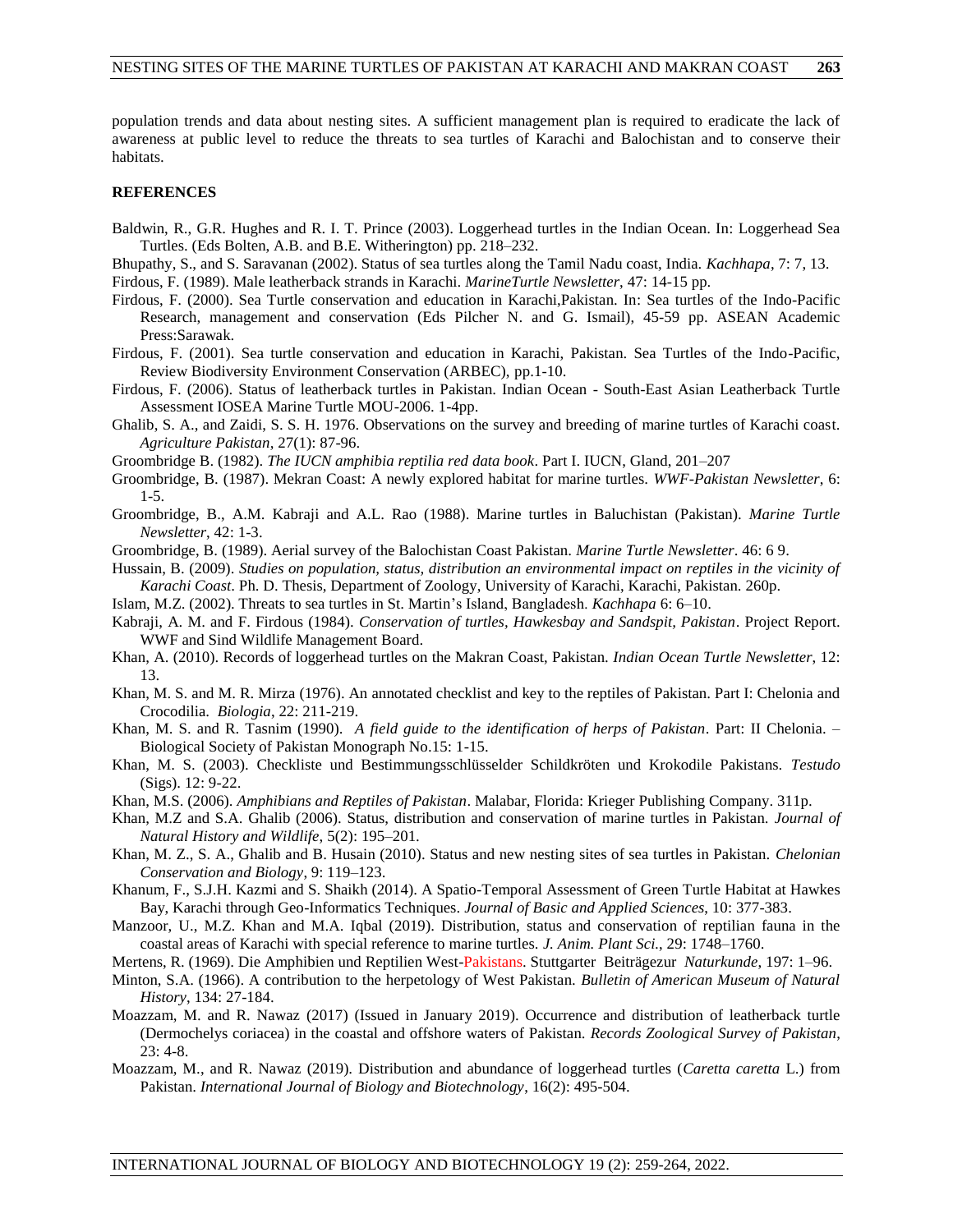population trends and data about nesting sites. A sufficient management plan is required to eradicate the lack of awareness at public level to reduce the threats to sea turtles of Karachi and Balochistan and to conserve their habitats.

## REFERENCES

Baldwin, R., G.R. Hughes and R. I. T. Prince (2003). Loggerhead turtles in the Indian Ocean. In: Loggerhead Sea Turtles. (Eds Bolten, A.B. and B.E. Witherington) pp. 218–232.

Bhupathy, S., and S. Saravanan (2002). Status of sea turtles along the Tamil Nadu coast, India. *Kachhapa*, 7: 7, 13.

Firdous, F. (1989). Male leatherback strands in Karachi. *MarineTurtle Newsletter*, 47: 14-15 pp.

Firdous, F. (2000). Sea Turtle conservation and education in Karachi,Pakistan. In: Sea turtles of the Indo-Pacific Research, management and conservation (Eds Pilcher N. and G. Ismail), 45-59 pp. ASEAN Academic Press:Sarawak.

Firdous, F. (2001). Sea turtle conservation and education in Karachi, Pakistan. Sea Turtles of the Indo-Pacific, Review Biodiversity Environment Conservation (ARBEC), pp.1-10.

Firdous, F. (2006). Status of leatherback turtles in Pakistan. Indian Ocean - South-East Asian Leatherback Turtle Assessment IOSEA Marine Turtle MOU-2006. 1-4pp.

Ghalib, S. A., and Zaidi, S. S. H. 1976. Observations on the survey and breeding of marine turtles of Karachi coast. *Agriculture Pakistan*, 27(1): 87-96.

Groombridge B. (1982). *The IUCN amphibia reptilia red data book*. Part I. IUCN, Gland, 201–207

Groombridge, B. (1987). Mekran Coast: A newly explored habitat for marine turtles. *WWF-Pakistan Newsletter*, 6: 1-5.

Groombridge, B., A.M. Kabraji and A.L. Rao (1988). Marine turtles in Baluchistan (Pakistan). *Marine Turtle Newsletter*, 42: 1-3.

Groombridge, B. (1989). Aerial survey of the Balochistan Coast Pakistan. *Marine Turtle Newsletter*. 46: 6 9.

Hussain, B. (2009). *Studies on population, status, distribution an environmental impact on reptiles in the vicinity of Karachi Coast*. Ph. D. Thesis, Department of Zoology, University of Karachi, Karachi, Pakistan. 260p.

Islam, M.Z. (2002). Threats to sea turtles in St. Martin's Island, Bangladesh. *Kachhapa* 6: 6–10.

Kabraji, A. M. and F. Firdous (1984). *Conservation of turtles, Hawkesbay and Sandspit, Pakistan*. Project Report. WWF and Sind Wildlife Management Board.

Khan, A. (2010). Records of loggerhead turtles on the Makran Coast, Pakistan. *Indian Ocean Turtle Newsletter*, 12: 13.

Khan, M. S. and M. R. Mirza (1976). An annotated checklist and key to the reptiles of Pakistan. Part I: Chelonia and Crocodilia. *Biologia*, 22: 211-219.

Khan, M. S. and R. Tasnim (1990). *A field guide to the identification of herps of Pakistan*. Part: II Chelonia. – Biological Society of Pakistan Monograph No.15: 1-15.

Khan, M. S. (2003). Checkliste und Bestimmungsschlüsselder Schildkröten und Krokodile Pakistans. *Testudo* (Sigs). 12: 9-22.

Khan, M.S. (2006). *Amphibians and Reptiles of Pakistan*. Malabar, Florida: Krieger Publishing Company. 311p.

Khan, M.Z and S.A. Ghalib (2006). Status, distribution and conservation of marine turtles in Pakistan. *Journal of Natural History and Wildlife*, 5(2): 195–201.

Khan, M. Z., S. A., Ghalib and B. Husain (2010). Status and new nesting sites of sea turtles in Pakistan. *Chelonian Conservation and Biology*, 9: 119–123.

Khanum, F., S.J.H. Kazmi and S. Shaikh (2014). A Spatio-Temporal Assessment of Green Turtle Habitat at Hawkes Bay, Karachi through Geo-Informatics Techniques. *Journal of Basic and Applied Sciences*, 10: 377-383.

Manzoor, U., M.Z. Khan and M.A. Iqbal (2019). Distribution, status and conservation of reptilian fauna in the coastal areas of Karachi with special reference to marine turtles. *J. Anim. Plant Sci.*, 29: 1748–1760.

Mertens, R. (1969). Die Amphibien und Reptilien West-Pakistans. Stuttgarter Beiträgezur *Naturkunde*, 197: 1–96.

Minton, S.A. (1966). A contribution to the herpetology of West Pakistan. *Bulletin of American Museum of Natural History*, 134: 27-184.

Moazzam, M. and R. Nawaz (2017) (Issued in January 2019). Occurrence and distribution of leatherback turtle (Dermochelys coriacea) in the coastal and offshore waters of Pakistan. *Records Zoological Survey of Pakistan*, 23: 4-8.

Moazzam, M., and R. Nawaz (2019). Distribution and abundance of loggerhead turtles (*Caretta caretta* L.) from Pakistan. *International Journal of Biology and Biotechnology*, 16(2): 495-504.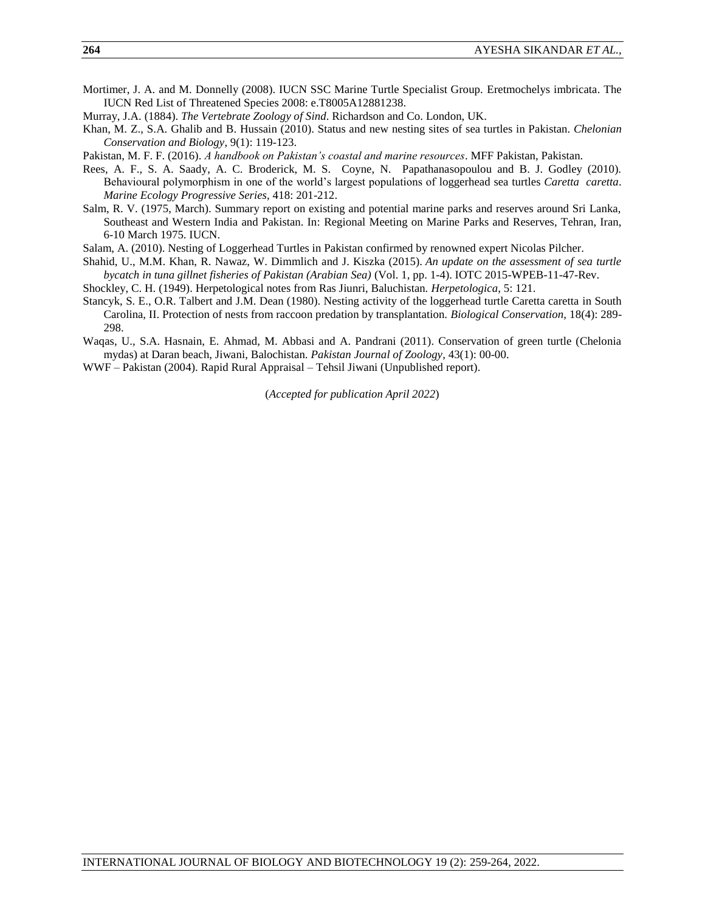Mortimer, J. A. and M. Donnelly (2008). IUCN SSC Marine Turtle Specialist Group. Eretmochelys imbricata. The IUCN Red List of Threatened Species 2008: e.T8005A12881238.

Murray, J.A. (1884). *The Vertebrate Zoology of Sind*. Richardson and Co. London, UK.

Khan, M. Z., S.A. Ghalib and B. Hussain (2010). Status and new nesting sites of sea turtles in Pakistan. *Chelonian Conservation and Biology*, 9(1): 119-123.

Pakistan, M. F. F. (2016). *A handbook on Pakistan's coastal and marine resources*. MFF Pakistan, Pakistan.

Rees, A. F., S. A. Saady, A. C. Broderick, M. S. Coyne, N. Papathanasopoulou and B. J. Godley (2010). Behavioural polymorphism in one of the world's largest populations of loggerhead sea turtles *Caretta caretta*. *Marine Ecology Progressive Series*, 418: 201-212.

Salm, R. V. (1975, March). Summary report on existing and potential marine parks and reserves around Sri Lanka, Southeast and Western India and Pakistan. In: Regional Meeting on Marine Parks and Reserves, Tehran, Iran, 6-10 March 1975. IUCN.

Salam, A. (2010). Nesting of Loggerhead Turtles in Pakistan confirmed by renowned expert Nicolas Pilcher.

Shahid, U., M.M. Khan, R. Nawaz, W. Dimmlich and J. Kiszka (2015). *An update on the assessment of sea turtle bycatch in tuna gillnet fisheries of Pakistan (Arabian Sea)* (Vol. 1, pp. 1-4). IOTC 2015-WPEB-11-47-Rev.

Shockley, C. H. (1949). Herpetological notes from Ras Jiunri, Baluchistan. *Herpetologica*, 5: 121.

Stancyk, S. E., O.R. Talbert and J.M. Dean (1980). Nesting activity of the loggerhead turtle Caretta caretta in South Carolina, II. Protection of nests from raccoon predation by transplantation. *Biological Conservation,* 18(4): 289-298.

Waqas, U., S.A. Hasnain, E. Ahmad, M. Abbasi and A. Pandrani (2011). Conservation of green turtle (Chelonia mydas) at Daran beach, Jiwani, Balochistan. *Pakistan Journal of Zoology*, 43(1): 00-00.

WWF – Pakistan (2004). Rapid Rural Appraisal – Tehsil Jiwani (Unpublished report).

(*Accepted for publication April 2022*)